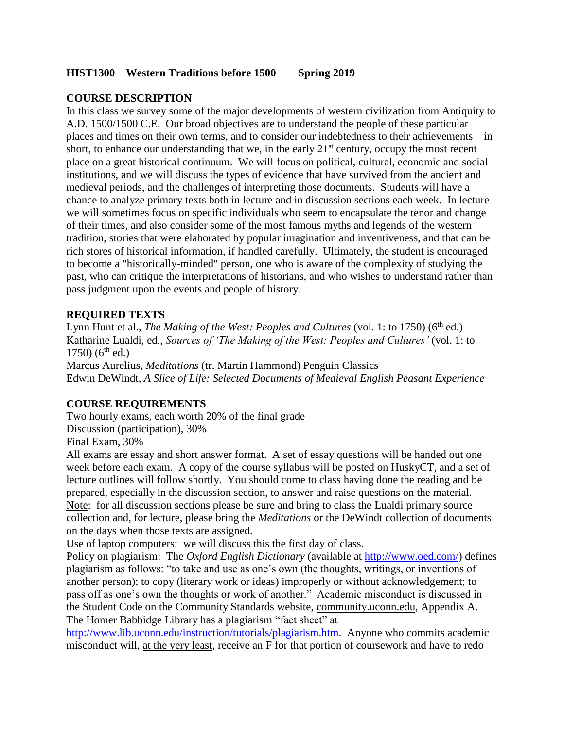**HIST1300 Western Traditions before 1500 Spring 2019**

## COURSE DESCRIPTION

In this class we survey some of the major developments of western civilization from Antiquity to A.D. 1500/1500 C.E. Our broad objectives are to understand the people of these particular places and times on their own terms, and to consider our indebtedness to their achievements – in short, to enhance our understanding that we, in the early 21st century, occupy the most recent place on a great historical continuum. We will focus on political, cultural, economic and social institutions, and we will discuss the types of evidence that have survived from the ancient and medieval periods, and the challenges of interpreting those documents. Students will have a chance to analyze primary texts both in lecture and in discussion sections each week. In lecture we will sometimes focus on specific individuals who seem to encapsulate the tenor and change of their times, and also consider some of the most famous myths and legends of the western tradition, stories that were elaborated by popular imagination and inventiveness, and that can be rich stores of historical information, if handled carefully. Ultimately, the student is encouraged to become a "historically-minded" person, one who is aware of the complexity of studying the past, who can critique the interpretations of historians, and who wishes to understand rather than pass judgment upon the events and people of history.

## REQUIRED TEXTS

Lynn Hunt et al., *The Making of the West: Peoples and Cultures* (vol. 1: to 1750) (6th ed.)
Katharine Lualdi, ed., *Sources of 'The Making of the West: Peoples and Cultures'* (vol. 1: to 1750) (6th ed.)
Marcus Aurelius, *Meditations* (tr. Martin Hammond) Penguin Classics
Edwin DeWindt, *A Slice of Life: Selected Documents of Medieval English Peasant Experience*

## COURSE REQUIREMENTS

Two hourly exams, each worth 20% of the final grade
Discussion (participation), 30%
Final Exam, 30%

All exams are essay and short answer format. A set of essay questions will be handed out one week before each exam. A copy of the course syllabus will be posted on HuskyCT, and a set of lecture outlines will follow shortly. You should come to class having done the reading and be prepared, especially in the discussion section, to answer and raise questions on the material. Note: for all discussion sections please be sure and bring to class the Lualdi primary source collection and, for lecture, please bring the *Meditations* or the DeWindt collection of documents on the days when those texts are assigned.

Use of laptop computers: we will discuss this the first day of class.

Policy on plagiarism: The *Oxford English Dictionary* (available at http://www.oed.com/) defines plagiarism as follows: "to take and use as one's own (the thoughts, writings, or inventions of another person); to copy (literary work or ideas) improperly or without acknowledgement; to pass off as one's own the thoughts or work of another." Academic misconduct is discussed in the Student Code on the Community Standards website, community.uconn.edu, Appendix A. The Homer Babbidge Library has a plagiarism "fact sheet" at http://www.lib.uconn.edu/instruction/tutorials/plagiarism.htm. Anyone who commits academic misconduct will, at the very least, receive an F for that portion of coursework and have to redo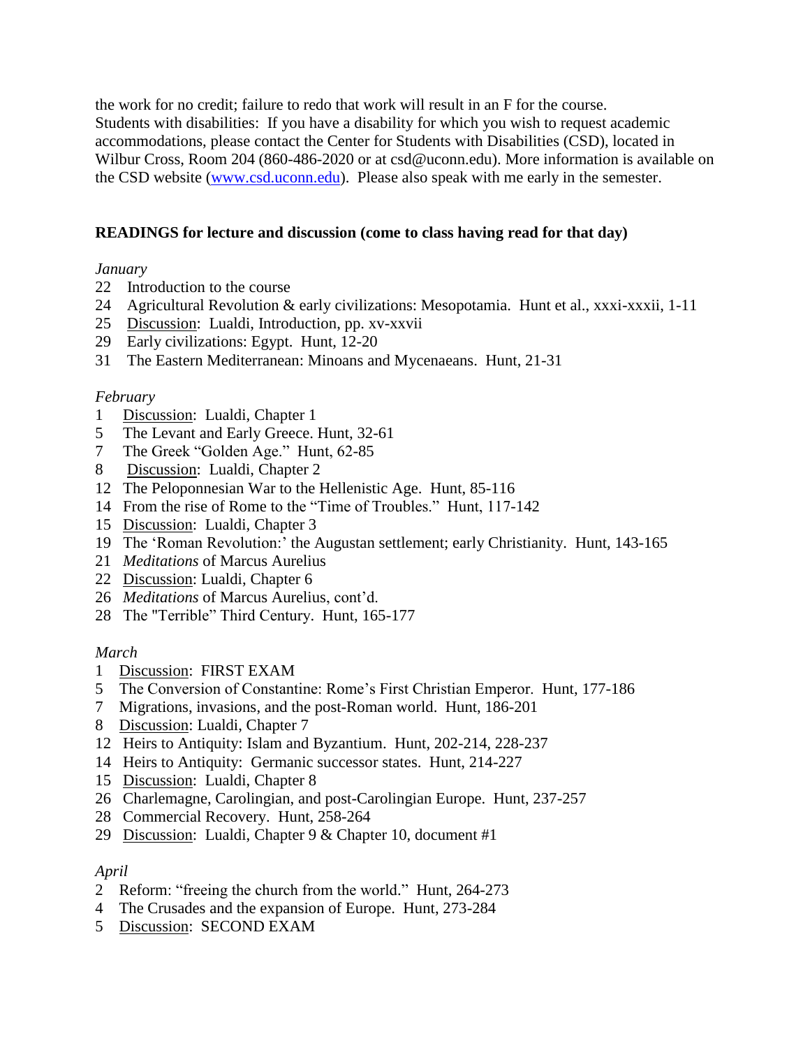the work for no credit; failure to redo that work will result in an F for the course.
Students with disabilities: If you have a disability for which you wish to request academic accommodations, please contact the Center for Students with Disabilities (CSD), located in Wilbur Cross, Room 204 (860-486-2020 or at csd@uconn.edu). More information is available on the CSD website ([www.csd.uconn.edu](www.csd.uconn.edu)). Please also speak with me early in the semester.

**READINGS for lecture and discussion (come to class having read for that day)**

*January*

22 Introduction to the course
24 Agricultural Revolution & early civilizations: Mesopotamia. Hunt et al., xxxi-xxxii, 1-11
25 Discussion: Lualdi, Introduction, pp. xv-xxvii
29 Early civilizations: Egypt. Hunt, 12-20
31 The Eastern Mediterranean: Minoans and Mycenaeans. Hunt, 21-31

*February*

1 Discussion: Lualdi, Chapter 1
5 The Levant and Early Greece. Hunt, 32-61
7 The Greek "Golden Age." Hunt, 62-85
8 Discussion: Lualdi, Chapter 2
12 The Peloponnesian War to the Hellenistic Age. Hunt, 85-116
14 From the rise of Rome to the "Time of Troubles." Hunt, 117-142
15 Discussion: Lualdi, Chapter 3
19 The 'Roman Revolution:' the Augustan settlement; early Christianity. Hunt, 143-165
21 *Meditations* of Marcus Aurelius
22 Discussion: Lualdi, Chapter 6
26 *Meditations* of Marcus Aurelius, cont'd.
28 The "Terrible" Third Century. Hunt, 165-177

*March*

1 Discussion: FIRST EXAM
5 The Conversion of Constantine: Rome's First Christian Emperor. Hunt, 177-186
7 Migrations, invasions, and the post-Roman world. Hunt, 186-201
8 Discussion: Lualdi, Chapter 7
12 Heirs to Antiquity: Islam and Byzantium. Hunt, 202-214, 228-237
14 Heirs to Antiquity: Germanic successor states. Hunt, 214-227
15 Discussion: Lualdi, Chapter 8
26 Charlemagne, Carolingian, and post-Carolingian Europe. Hunt, 237-257
28 Commercial Recovery. Hunt, 258-264
29 Discussion: Lualdi, Chapter 9 & Chapter 10, document #1

*April*

2 Reform: "freeing the church from the world." Hunt, 264-273
4 The Crusades and the expansion of Europe. Hunt, 273-284
5 Discussion: SECOND EXAM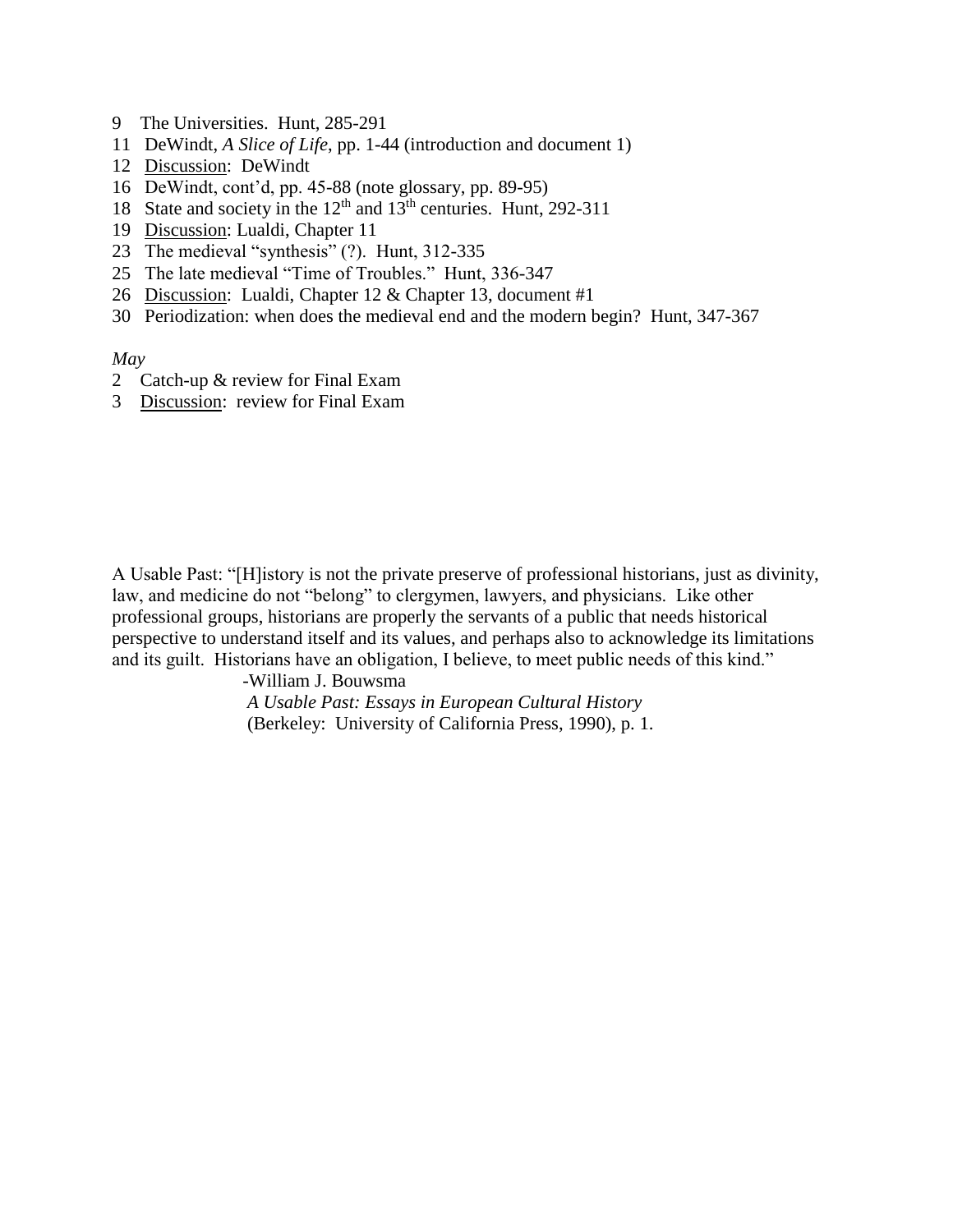9 The Universities. Hunt, 285-291
11 DeWindt, *A Slice of Life*, pp. 1-44 (introduction and document 1)
12 Discussion: DeWindt
16 DeWindt, cont'd, pp. 45-88 (note glossary, pp. 89-95)
18 State and society in the 12th and 13th centuries. Hunt, 292-311
19 Discussion: Lualdi, Chapter 11
23 The medieval "synthesis" (?). Hunt, 312-335
25 The late medieval "Time of Troubles." Hunt, 336-347
26 Discussion: Lualdi, Chapter 12 & Chapter 13, document #1
30 Periodization: when does the medieval end and the modern begin? Hunt, 347-367

*May*

2 Catch-up & review for Final Exam
3 Discussion: review for Final Exam

A Usable Past: "[H]istory is not the private preserve of professional historians, just as divinity, law, and medicine do not "belong" to clergymen, lawyers, and physicians. Like other professional groups, historians are properly the servants of a public that needs historical perspective to understand itself and its values, and perhaps also to acknowledge its limitations and its guilt. Historians have an obligation, I believe, to meet public needs of this kind."

-William J. Bouwsma
*A Usable Past: Essays in European Cultural History*
(Berkeley: University of California Press, 1990), p. 1.